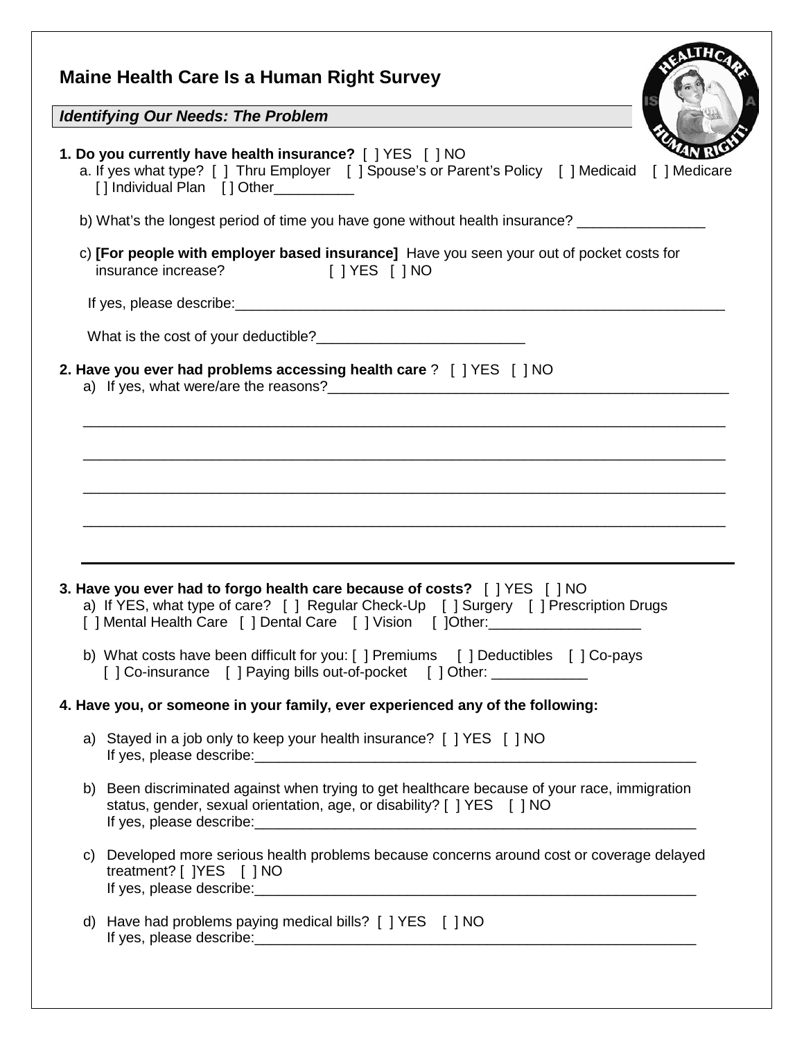# Maine Health Care Is a Human Right Survey

***Identifying Our Needs: The Problem***

**1. Do you currently have health insurance?** [ ] YES [ ] NO

a. If yes what type? [ ] Thru Employer [ ] Spouse's or Parent's Policy [ ] Medicaid [ ] Medicare [ ] Individual Plan [ ] Other__________

b) What's the longest period of time you have gone without health insurance? ________________

c) **[For people with employer based insurance]** Have you seen your out of pocket costs for insurance increase? [ ] YES [ ] NO

If yes, please describe:_________________________________________________________________

What is the cost of your deductible?__________________________

**2. Have you ever had problems accessing health care** ? [ ] YES [ ] NO

a) If yes, what were/are the reasons?____________________________________________________

_______________________________________________________________________________

_______________________________________________________________________________

_______________________________________________________________________________

_______________________________________________________________________________

**3. Have you ever had to forgo health care because of costs?** [ ] YES [ ] NO

a) If YES, what type of care? [ ] Regular Check-Up [ ] Surgery [ ] Prescription Drugs [ ] Mental Health Care [ ] Dental Care [ ] Vision [ ]Other:___________________

b) What costs have been difficult for you: [ ] Premiums [ ] Deductibles [ ] Co-pays [ ] Co-insurance [ ] Paying bills out-of-pocket [ ] Other: ____________

**4. Have you, or someone in your family, ever experienced any of the following:**

a) Stayed in a job only to keep your health insurance? [ ] YES [ ] NO
If yes, please describe:__________________________________________________________

b) Been discriminated against when trying to get healthcare because of your race, immigration status, gender, sexual orientation, age, or disability? [ ] YES [ ] NO
If yes, please describe:__________________________________________________________

c) Developed more serious health problems because concerns around cost or coverage delayed treatment? [ ]YES [ ] NO
If yes, please describe:__________________________________________________________

d) Have had problems paying medical bills? [ ] YES [ ] NO
If yes, please describe:__________________________________________________________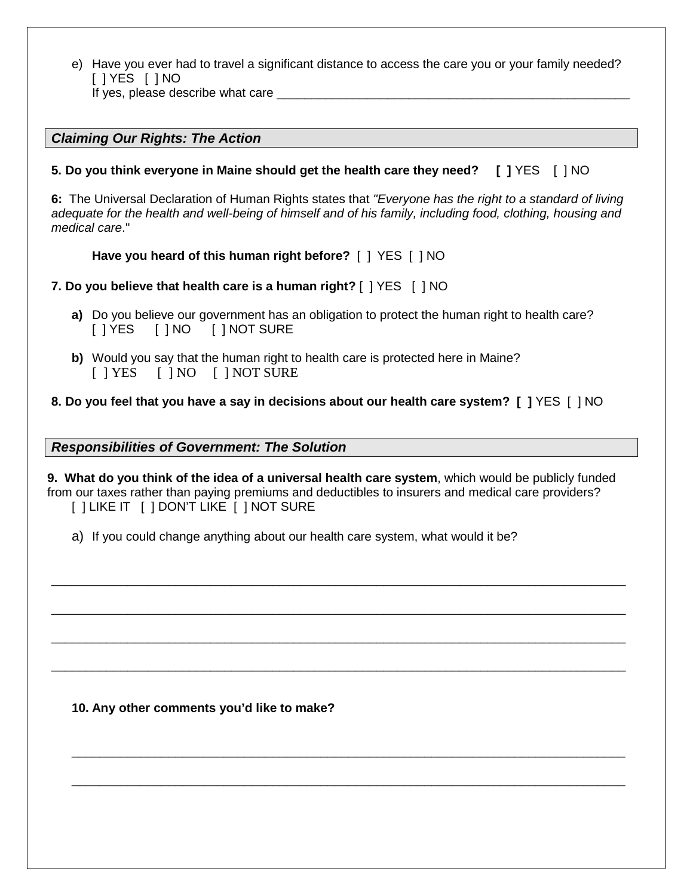e) Have you ever had to travel a significant distance to access the care you or your family needed?
[ ] YES [ ] NO
If yes, please describe what care ______________________________________________________

### *Claiming Our Rights: The Action*

**5. Do you think everyone in Maine should get the health care they need? [ ]** YES [ ] NO

**6:** The Universal Declaration of Human Rights states that *"Everyone has the right to a standard of living adequate for the health and well-being of himself and of his family, including food, clothing, housing and medical care*."

**Have you heard of this human right before?** [ ] YES [ ] NO

**7. Do you believe that health care is a human right?** [ ] YES [ ] NO

**a)** Do you believe our government has an obligation to protect the human right to health care?
[ ] YES [ ] NO [ ] NOT SURE

**b)** Would you say that the human right to health care is protected here in Maine?
[ ] YES [ ] NO [ ] NOT SURE

**8. Do you feel that you have a say in decisions about our health care system? [ ]** YES [ ] NO

### *Responsibilities of Government: The Solution*

**9. What do you think of the idea of a universal health care system**, which would be publicly funded from our taxes rather than paying premiums and deductibles to insurers and medical care providers?
[ ] LIKE IT [ ] DON'T LIKE [ ] NOT SURE

a) If you could change anything about our health care system, what would it be?

____________________________________________________________________________

____________________________________________________________________________

____________________________________________________________________________

____________________________________________________________________________

**10. Any other comments you'd like to make?**

____________________________________________________________________________

____________________________________________________________________________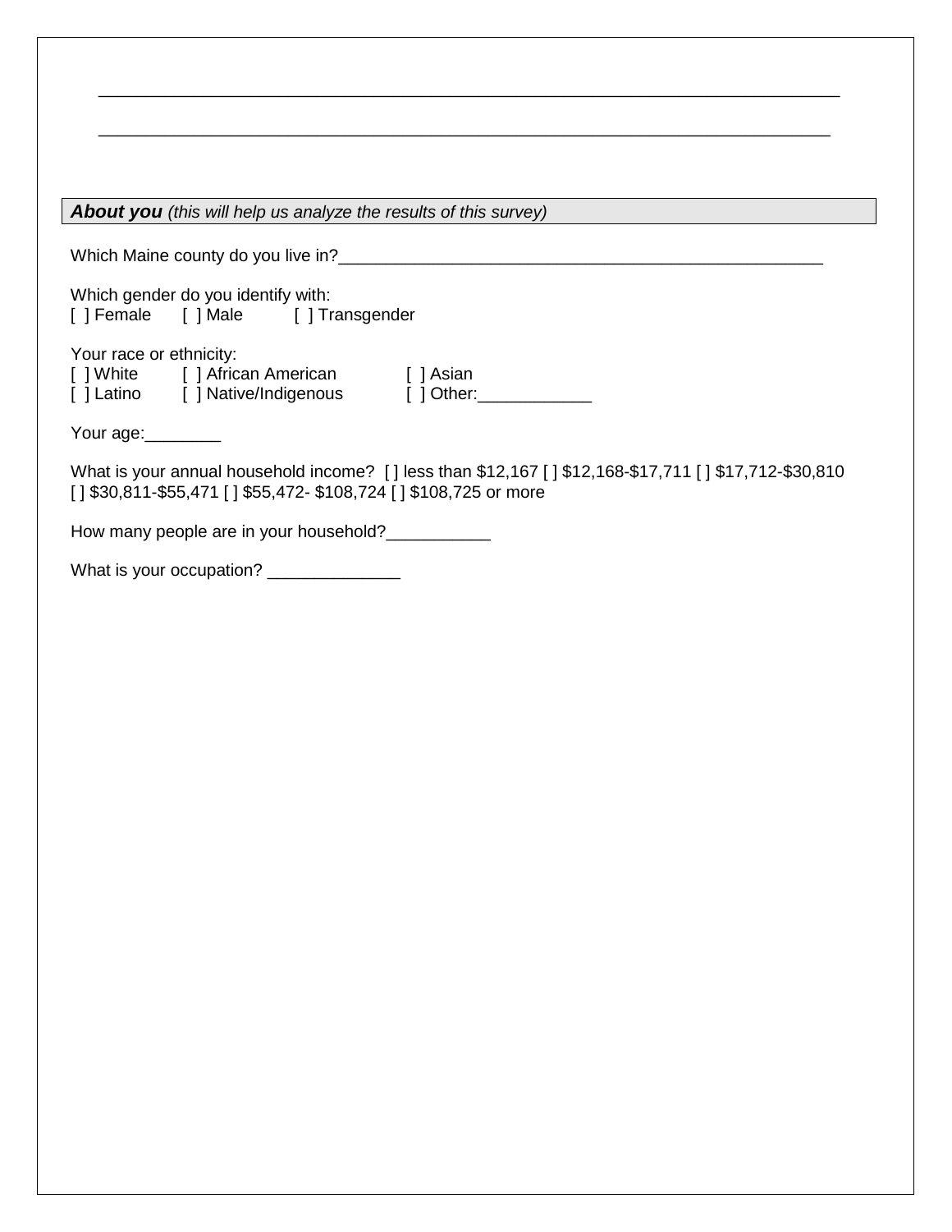\_\_\_\_\_\_\_\_\_\_\_\_\_\_\_\_\_\_\_\_\_\_\_\_\_\_\_\_\_\_\_\_\_\_\_\_\_\_\_\_\_\_\_\_\_\_\_\_\_\_\_\_\_\_\_\_\_\_\_\_\_\_\_\_\_\_\_\_\_\_\_\_\_\_\_\_

\_\_\_\_\_\_\_\_\_\_\_\_\_\_\_\_\_\_\_\_\_\_\_\_\_\_\_\_\_\_\_\_\_\_\_\_\_\_\_\_\_\_\_\_\_\_\_\_\_\_\_\_\_\_\_\_\_\_\_\_\_\_\_\_\_\_\_\_\_\_\_\_\_\_\_\_

***About you*** *(this will help us analyze the results of this survey)*

Which Maine county do you live in?\_\_\_\_\_\_\_\_\_\_\_\_\_\_\_\_\_\_\_\_\_\_\_\_\_\_\_\_\_\_\_\_\_\_\_\_\_\_\_\_\_\_\_\_\_\_\_\_\_\_\_\_

Which gender do you identify with:
[ ] Female [ ] Male [ ] Transgender

Your race or ethnicity:
[ ] White [ ] African American [ ] Asian
[ ] Latino [ ] Native/Indigenous [ ] Other:\_\_\_\_\_\_\_\_\_\_\_\_

Your age:\_\_\_\_\_\_\_\_

What is your annual household income? [ ] less than $12,167 [ ] $12,168-$17,711 [ ] $17,712-$30,810
[ ] $30,811-$55,471 [ ] $55,472- $108,724 [ ] $108,725 or more

How many people are in your household?\_\_\_\_\_\_\_\_\_\_\_

What is your occupation? \_\_\_\_\_\_\_\_\_\_\_\_\_\_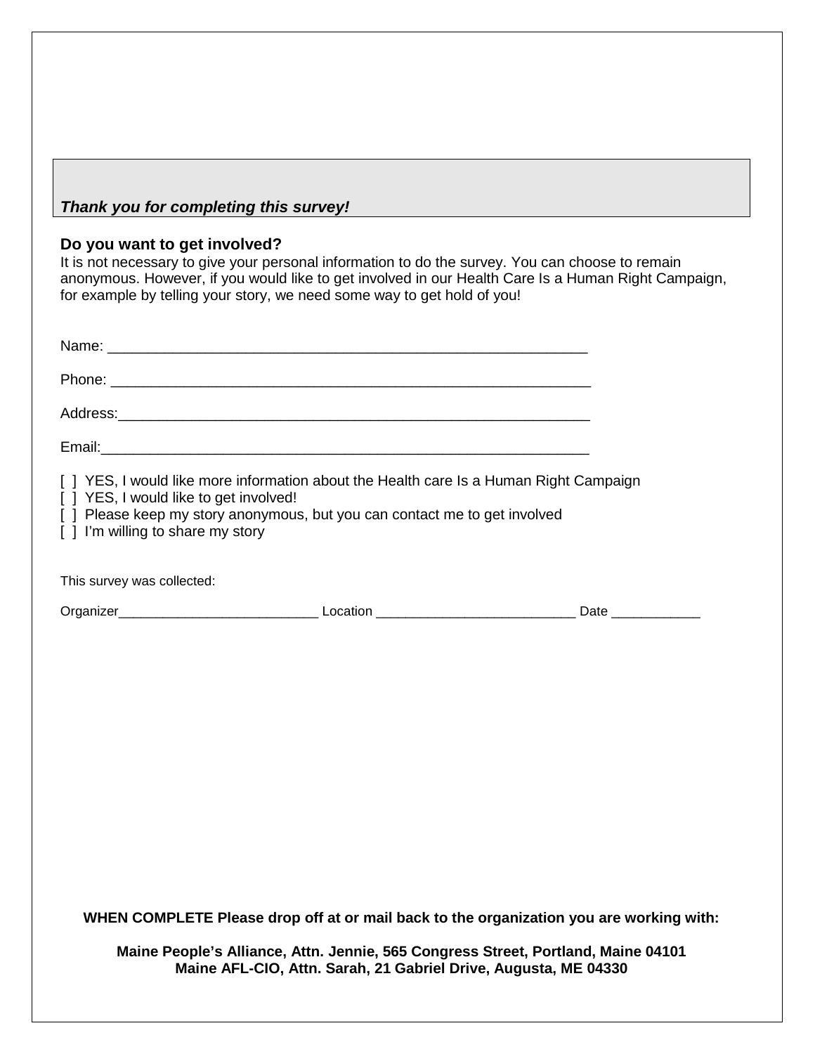***Thank you for completing this survey!***

**Do you want to get involved?**

It is not necessary to give your personal information to do the survey. You can choose to remain anonymous. However, if you would like to get involved in our Health Care Is a Human Right Campaign, for example by telling your story, we need some way to get hold of you!

Name: _______________________________________________________________

Phone: _______________________________________________________________

Address:______________________________________________________________

Email:________________________________________________________________

[ ] YES, I would like more information about the Health care Is a Human Right Campaign
[ ] YES, I would like to get involved!
[ ] Please keep my story anonymous, but you can contact me to get involved
[ ] I'm willing to share my story

This survey was collected:

Organizer___________________________ Location ___________________________ Date ____________

**WHEN COMPLETE Please drop off at or mail back to the organization you are working with:**

**Maine People's Alliance, Attn. Jennie, 565 Congress Street, Portland, Maine 04101**
**Maine AFL-CIO, Attn. Sarah, 21 Gabriel Drive, Augusta, ME 04330**